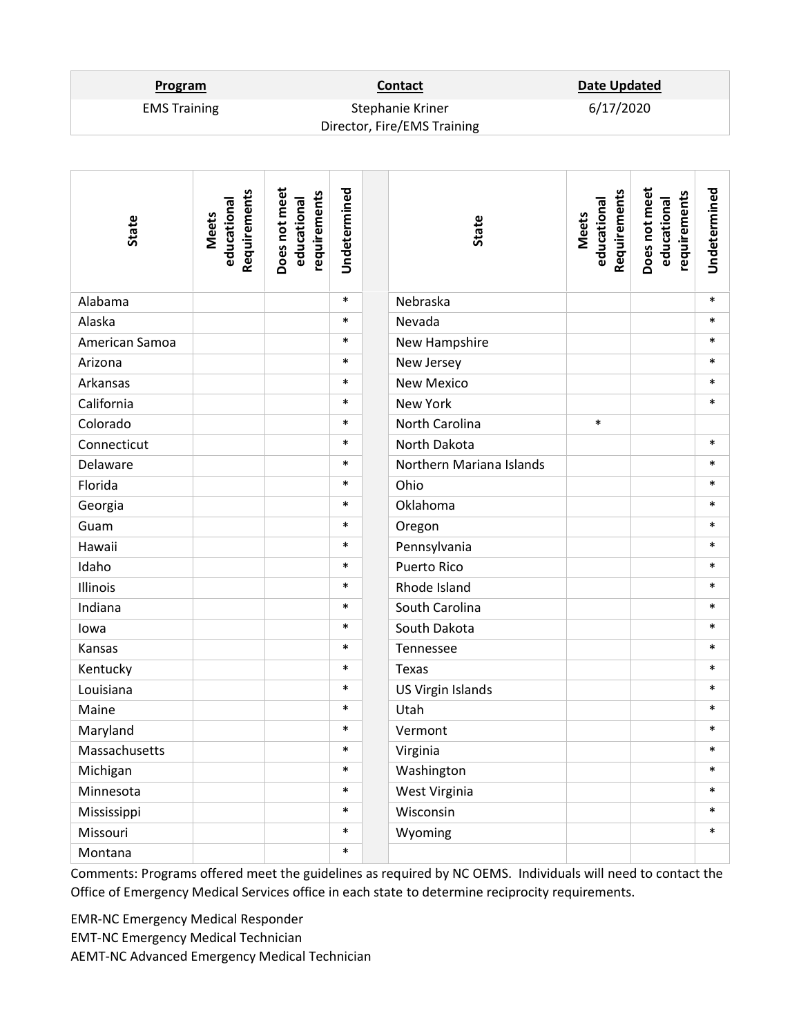| Program | Contact | Date Updated |
|---|---|---|
| EMS Training | Stephanie Kriner<br>Director, Fire/EMS Training | 6/17/2020 |

| State | Meets educational Requirements | Does not meet educational requirements | Undetermined | | State | Meets educational Requirements | Does not meet educational requirements | Undetermined |
|---|---|---|---|---|---|---|---|---|
| Alabama | | | * | | Nebraska | | | * |
| Alaska | | | * | | Nevada | | | * |
| American Samoa | | | * | | New Hampshire | | | * |
| Arizona | | | * | | New Jersey | | | * |
| Arkansas | | | * | | New Mexico | | | * |
| California | | | * | | New York | | | * |
| Colorado | | | * | | North Carolina | * | | |
| Connecticut | | | * | | North Dakota | | | * |
| Delaware | | | * | | Northern Mariana Islands | | | * |
| Florida | | | * | | Ohio | | | * |
| Georgia | | | * | | Oklahoma | | | * |
| Guam | | | * | | Oregon | | | * |
| Hawaii | | | * | | Pennsylvania | | | * |
| Idaho | | | * | | Puerto Rico | | | * |
| Illinois | | | * | | Rhode Island | | | * |
| Indiana | | | * | | South Carolina | | | * |
| Iowa | | | * | | South Dakota | | | * |
| Kansas | | | * | | Tennessee | | | * |
| Kentucky | | | * | | Texas | | | * |
| Louisiana | | | * | | US Virgin Islands | | | * |
| Maine | | | * | | Utah | | | * |
| Maryland | | | * | | Vermont | | | * |
| Massachusetts | | | * | | Virginia | | | * |
| Michigan | | | * | | Washington | | | * |
| Minnesota | | | * | | West Virginia | | | * |
| Mississippi | | | * | | Wisconsin | | | * |
| Missouri | | | * | | Wyoming | | | * |
| Montana | | | * | | | | | |

Comments: Programs offered meet the guidelines as required by NC OEMS. Individuals will need to contact the Office of Emergency Medical Services office in each state to determine reciprocity requirements.

EMR-NC Emergency Medical Responder

EMT-NC Emergency Medical Technician

AEMT-NC Advanced Emergency Medical Technician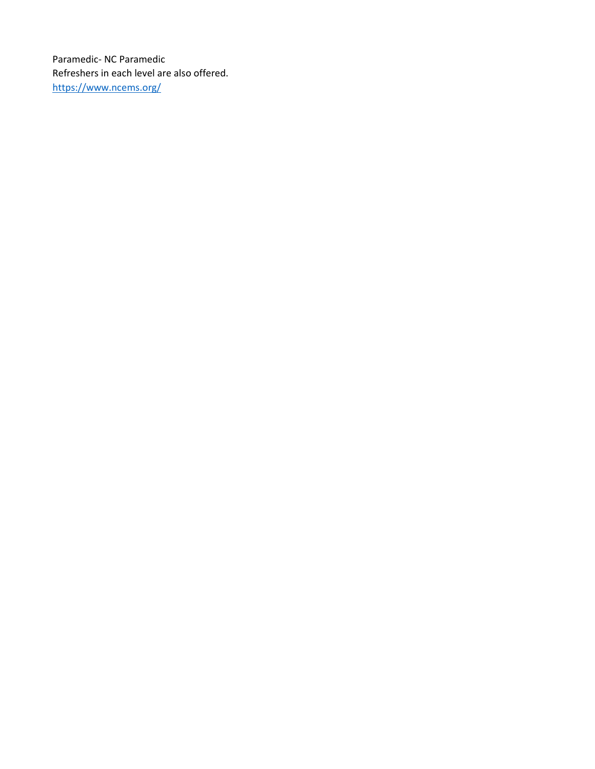Paramedic- NC Paramedic
Refreshers in each level are also offered.
https://www.ncems.org/